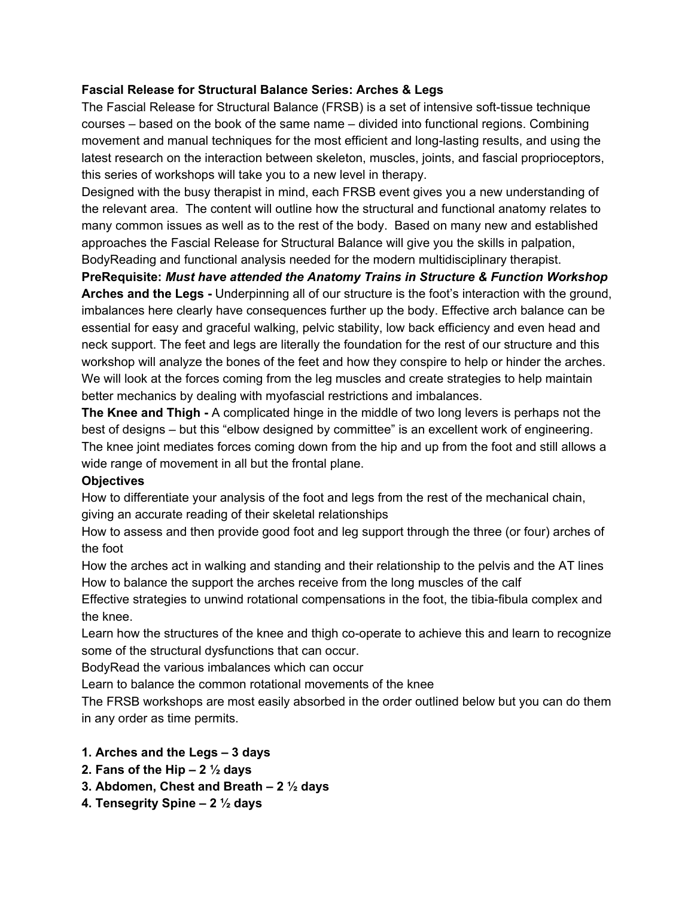**Fascial Release for Structural Balance Series: Arches & Legs**

The Fascial Release for Structural Balance (FRSB) is a set of intensive soft-tissue technique courses – based on the book of the same name – divided into functional regions. Combining movement and manual techniques for the most efficient and long-lasting results, and using the latest research on the interaction between skeleton, muscles, joints, and fascial proprioceptors, this series of workshops will take you to a new level in therapy.

Designed with the busy therapist in mind, each FRSB event gives you a new understanding of the relevant area. The content will outline how the structural and functional anatomy relates to many common issues as well as to the rest of the body. Based on many new and established approaches the Fascial Release for Structural Balance will give you the skills in palpation, BodyReading and functional analysis needed for the modern multidisciplinary therapist.

**PreRequisite:** ***Must have attended the Anatomy Trains in Structure & Function Workshop***

**Arches and the Legs -** Underpinning all of our structure is the foot's interaction with the ground, imbalances here clearly have consequences further up the body. Effective arch balance can be essential for easy and graceful walking, pelvic stability, low back efficiency and even head and neck support. The feet and legs are literally the foundation for the rest of our structure and this workshop will analyze the bones of the feet and how they conspire to help or hinder the arches. We will look at the forces coming from the leg muscles and create strategies to help maintain better mechanics by dealing with myofascial restrictions and imbalances.

**The Knee and Thigh -** A complicated hinge in the middle of two long levers is perhaps not the best of designs – but this "elbow designed by committee" is an excellent work of engineering. The knee joint mediates forces coming down from the hip and up from the foot and still allows a wide range of movement in all but the frontal plane.

**Objectives**

How to differentiate your analysis of the foot and legs from the rest of the mechanical chain, giving an accurate reading of their skeletal relationships

How to assess and then provide good foot and leg support through the three (or four) arches of the foot

How the arches act in walking and standing and their relationship to the pelvis and the AT lines

How to balance the support the arches receive from the long muscles of the calf

Effective strategies to unwind rotational compensations in the foot, the tibia-fibula complex and the knee.

Learn how the structures of the knee and thigh co-operate to achieve this and learn to recognize some of the structural dysfunctions that can occur.

BodyRead the various imbalances which can occur

Learn to balance the common rotational movements of the knee

The FRSB workshops are most easily absorbed in the order outlined below but you can do them in any order as time permits.

1. **Arches and the Legs – 3 days**
2. **Fans of the Hip – 2 ½ days**
3. **Abdomen, Chest and Breath – 2 ½ days**
4. **Tensegrity Spine – 2 ½ days**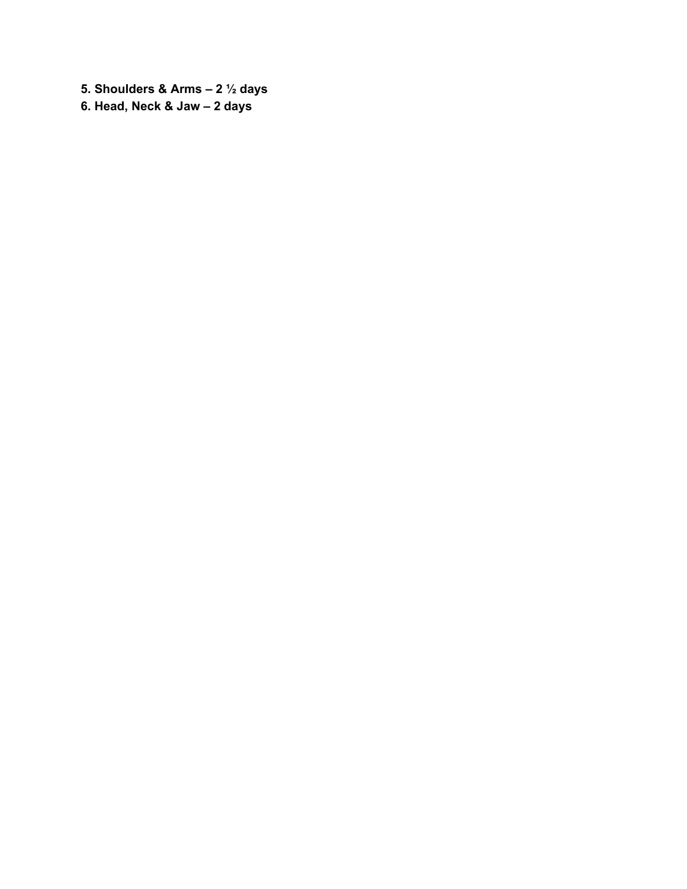**5. Shoulders & Arms – 2 ½ days**
**6. Head, Neck & Jaw – 2 days**